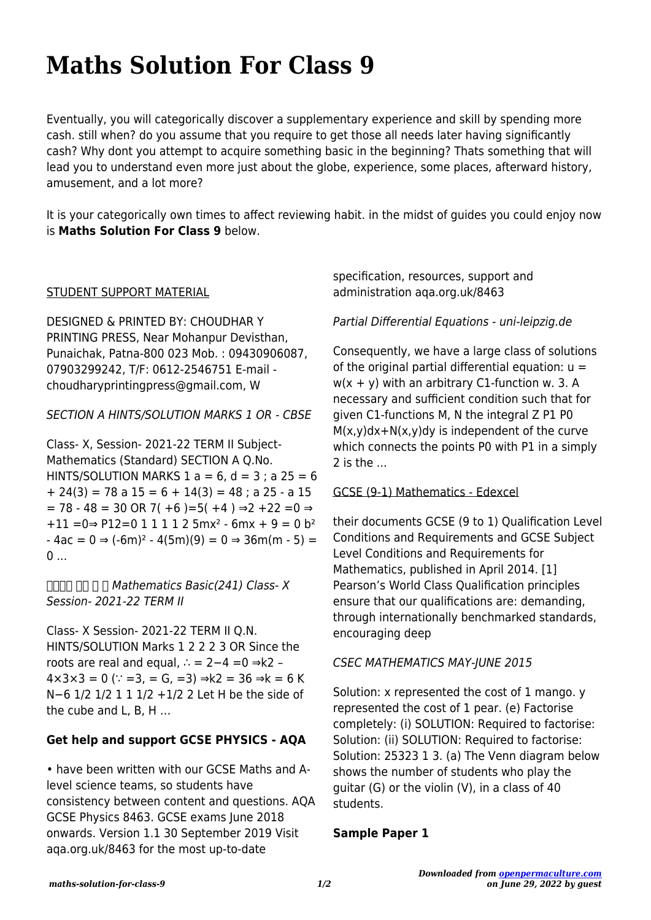# Maths Solution For Class 9

Eventually, you will categorically discover a supplementary experience and skill by spending more cash. still when? do you assume that you require to get those all needs later having significantly cash? Why dont you attempt to acquire something basic in the beginning? Thats something that will lead you to understand even more just about the globe, experience, some places, afterward history, amusement, and a lot more?

It is your categorically own times to affect reviewing habit. in the midst of guides you could enjoy now is **Maths Solution For Class 9** below.

STUDENT SUPPORT MATERIAL

DESIGNED & PRINTED BY: CHOUDHAR Y PRINTING PRESS, Near Mohanpur Devisthan, Punaichak, Patna-800 023 Mob. : 09430906087, 07903299242, T/F: 0612-2546751 E-mail - choudharyprintingpress@gmail.com, W

*SECTION A HINTS/SOLUTION MARKS 1 OR - CBSE*

Class- X, Session- 2021-22 TERM II Subject- Mathematics (Standard) SECTION A Q.No. HINTS/SOLUTION MARKS 1 a = 6, d = 3 ; a 25 = 6 + 24(3) = 78 a 15 = 6 + 14(3) = 48 ; a 25 - a 15 = 78 - 48 = 30 OR 7( +6 )=5( +4 ) ⇒2 +22 =0 ⇒ +11 =0⇒ P12=0 1 1 1 1 2 5mx² - 6mx + 9 = 0 b² - 4ac = 0 ⇒ (-6m)² - 4(5m)(9) = 0 ⇒ 36m(m - 5) = 0 …

*���� �� � � Mathematics Basic(241) Class- X Session- 2021-22 TERM II*

Class- X Session- 2021-22 TERM II Q.N. HINTS/SOLUTION Marks 1 2 2 2 3 OR Since the roots are real and equal, ∴ = 2−4 =0 ⇒k2 – 4×3×3 = 0 (∵ =3, = G, =3) ⇒k2 = 36 ⇒k = 6 K N−6 1/2 1/2 1 1 1/2 +1/2 2 Let H be the side of the cube and L, B, H …

**Get help and support GCSE PHYSICS - AQA**

• have been written with our GCSE Maths and A-level science teams, so students have consistency between content and questions. AQA GCSE Physics 8463. GCSE exams June 2018 onwards. Version 1.1 30 September 2019 Visit aqa.org.uk/8463 for the most up-to-date specification, resources, support and administration aqa.org.uk/8463

*Partial Differential Equations - uni-leipzig.de*

Consequently, we have a large class of solutions of the original partial differential equation: u = w(x + y) with an arbitrary C1-function w. 3. A necessary and sufficient condition such that for given C1-functions M, N the integral Z P1 P0 M(x,y)dx+N(x,y)dy is independent of the curve which connects the points P0 with P1 in a simply 2 is the …

GCSE (9-1) Mathematics - Edexcel

their documents GCSE (9 to 1) Qualification Level Conditions and Requirements and GCSE Subject Level Conditions and Requirements for Mathematics, published in April 2014. [1] Pearson's World Class Qualification principles ensure that our qualifications are: demanding, through internationally benchmarked standards, encouraging deep

*CSEC MATHEMATICS MAY-JUNE 2015*

Solution: x represented the cost of 1 mango. y represented the cost of 1 pear. (e) Factorise completely: (i) SOLUTION: Required to factorise: Solution: (ii) SOLUTION: Required to factorise: Solution: 25323 1 3. (a) The Venn diagram below shows the number of students who play the guitar (G) or the violin (V), in a class of 40 students.

**Sample Paper 1**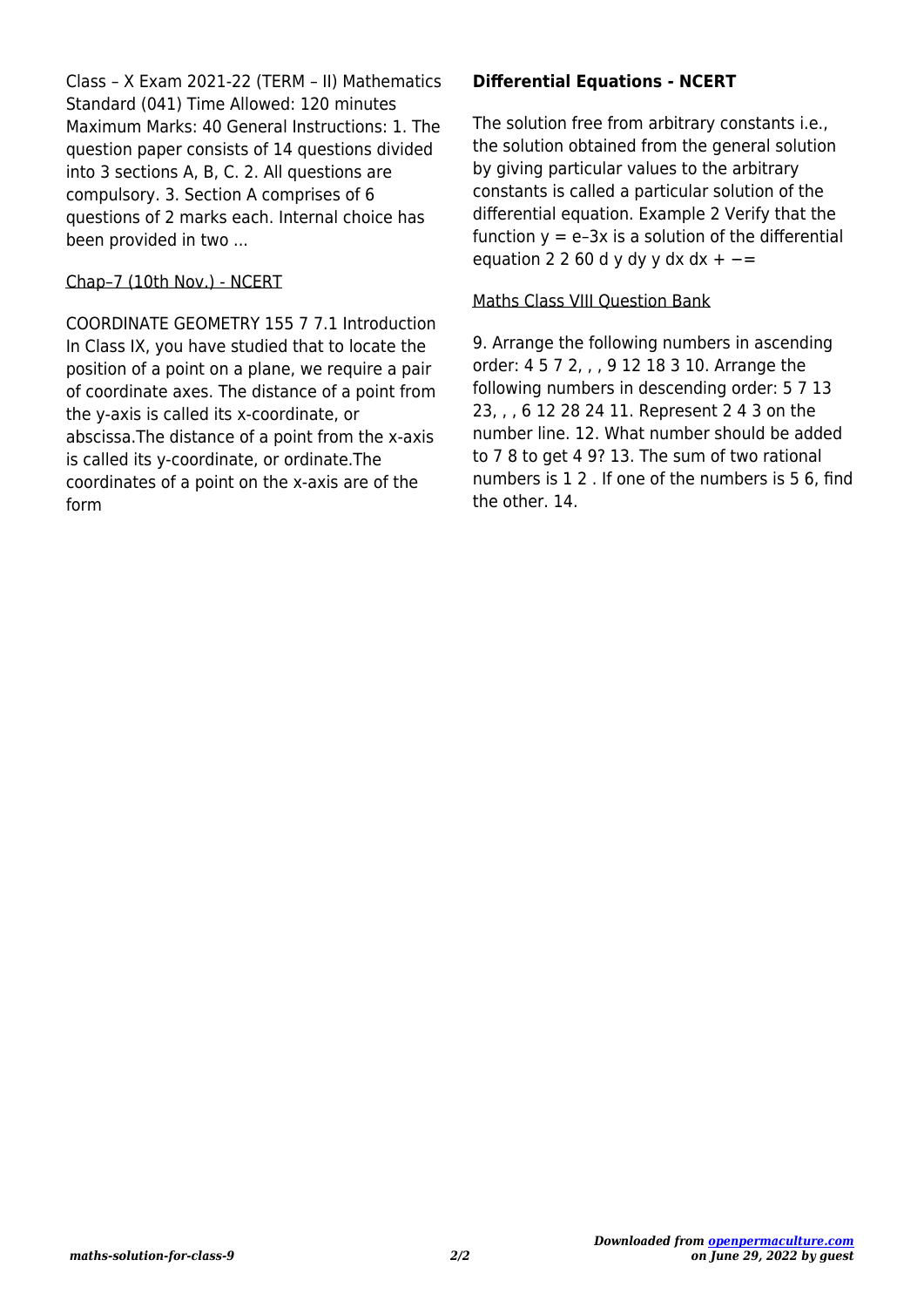Class – X Exam 2021-22 (TERM – II) Mathematics Standard (041) Time Allowed: 120 minutes Maximum Marks: 40 General Instructions: 1. The question paper consists of 14 questions divided into 3 sections A, B, C. 2. All questions are compulsory. 3. Section A comprises of 6 questions of 2 marks each. Internal choice has been provided in two ...

Chap–7 (10th Nov.) - NCERT

COORDINATE GEOMETRY 155 7 7.1 Introduction In Class IX, you have studied that to locate the position of a point on a plane, we require a pair of coordinate axes. The distance of a point from the y-axis is called its x-coordinate, or abscissa.The distance of a point from the x-axis is called its y-coordinate, or ordinate.The coordinates of a point on the x-axis are of the form

**Differential Equations - NCERT**

The solution free from arbitrary constants i.e., the solution obtained from the general solution by giving particular values to the arbitrary constants is called a particular solution of the differential equation. Example 2 Verify that the function y = e–3x is a solution of the differential equation 2 2 60 d y dy y dx dx + −=

Maths Class VIII Question Bank

9. Arrange the following numbers in ascending order: 4 5 7 2, , , 9 12 18 3 10. Arrange the following numbers in descending order: 5 7 13 23, , , 6 12 28 24 11. Represent 2 4 3 on the number line. 12. What number should be added to 7 8 to get 4 9? 13. The sum of two rational numbers is 1 2 . If one of the numbers is 5 6, find the other. 14.